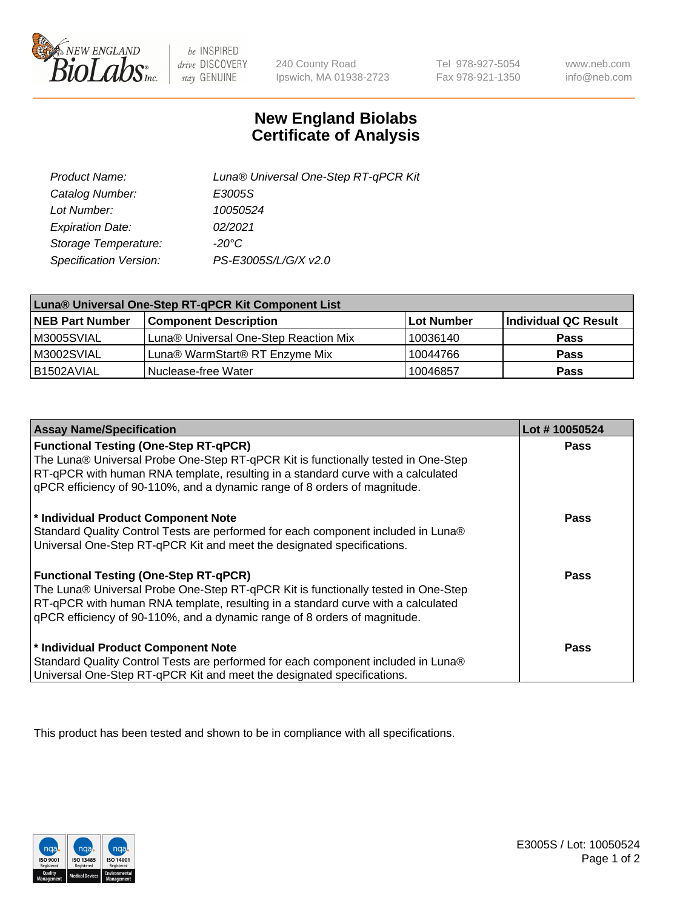# New England Biolabs
# Certificate of Analysis

| | |
|---|---|
| *Product Name:* | *Luna® Universal One-Step RT-qPCR Kit* |
| *Catalog Number:* | *E3005S* |
| *Lot Number:* | *10050524* |
| *Expiration Date:* | *02/2021* |
| *Storage Temperature:* | *-20°C* |
| *Specification Version:* | *PS-E3005S/L/G/X v2.0* |

| Luna® Universal One-Step RT-qPCR Kit Component List | | | |
|---|---|---|---|
| **NEB Part Number** | **Component Description** | **Lot Number** | **Individual QC Result** |
| M3005SVIAL | Luna® Universal One-Step Reaction Mix | 10036140 | **Pass** |
| M3002SVIAL | Luna® WarmStart® RT Enzyme Mix | 10044766 | **Pass** |
| B1502AVIAL | Nuclease-free Water | 10046857 | **Pass** |

| Assay Name/Specification | Lot # 10050524 |
|---|---|
| **Functional Testing (One-Step RT-qPCR)**<br>The Luna® Universal Probe One-Step RT-qPCR Kit is functionally tested in One-Step RT-qPCR with human RNA template, resulting in a standard curve with a calculated qPCR efficiency of 90-110%, and a dynamic range of 8 orders of magnitude. | **Pass** |
| **\* Individual Product Component Note**<br>Standard Quality Control Tests are performed for each component included in Luna® Universal One-Step RT-qPCR Kit and meet the designated specifications. | **Pass** |
| **Functional Testing (One-Step RT-qPCR)**<br>The Luna® Universal Probe One-Step RT-qPCR Kit is functionally tested in One-Step RT-qPCR with human RNA template, resulting in a standard curve with a calculated qPCR efficiency of 90-110%, and a dynamic range of 8 orders of magnitude. | **Pass** |
| **\* Individual Product Component Note**<br>Standard Quality Control Tests are performed for each component included in Luna® Universal One-Step RT-qPCR Kit and meet the designated specifications. | **Pass** |

This product has been tested and shown to be in compliance with all specifications.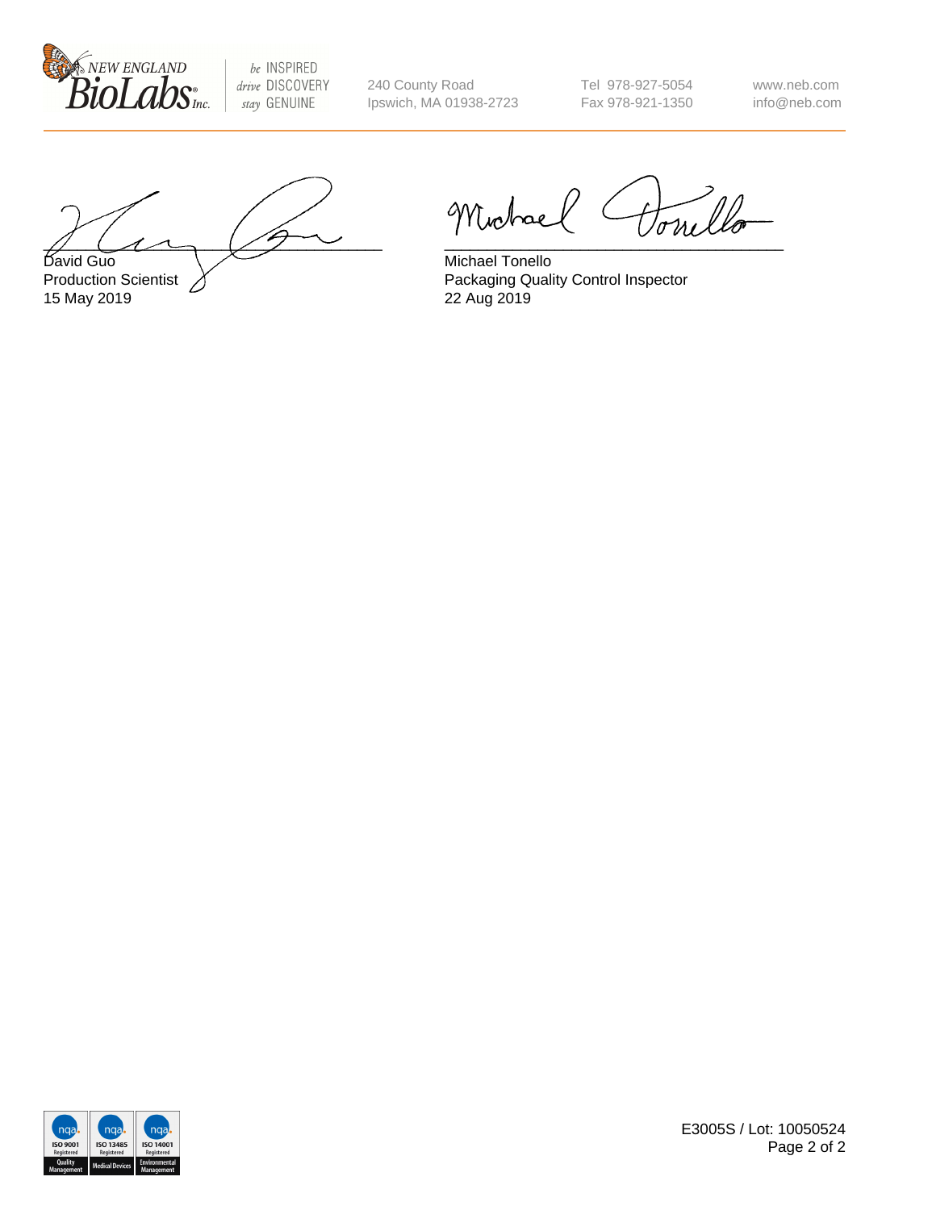David Guo
Production Scientist
15 May 2019

Michael Tonello
Packaging Quality Control Inspector
22 Aug 2019

E3005S / Lot: 10050524